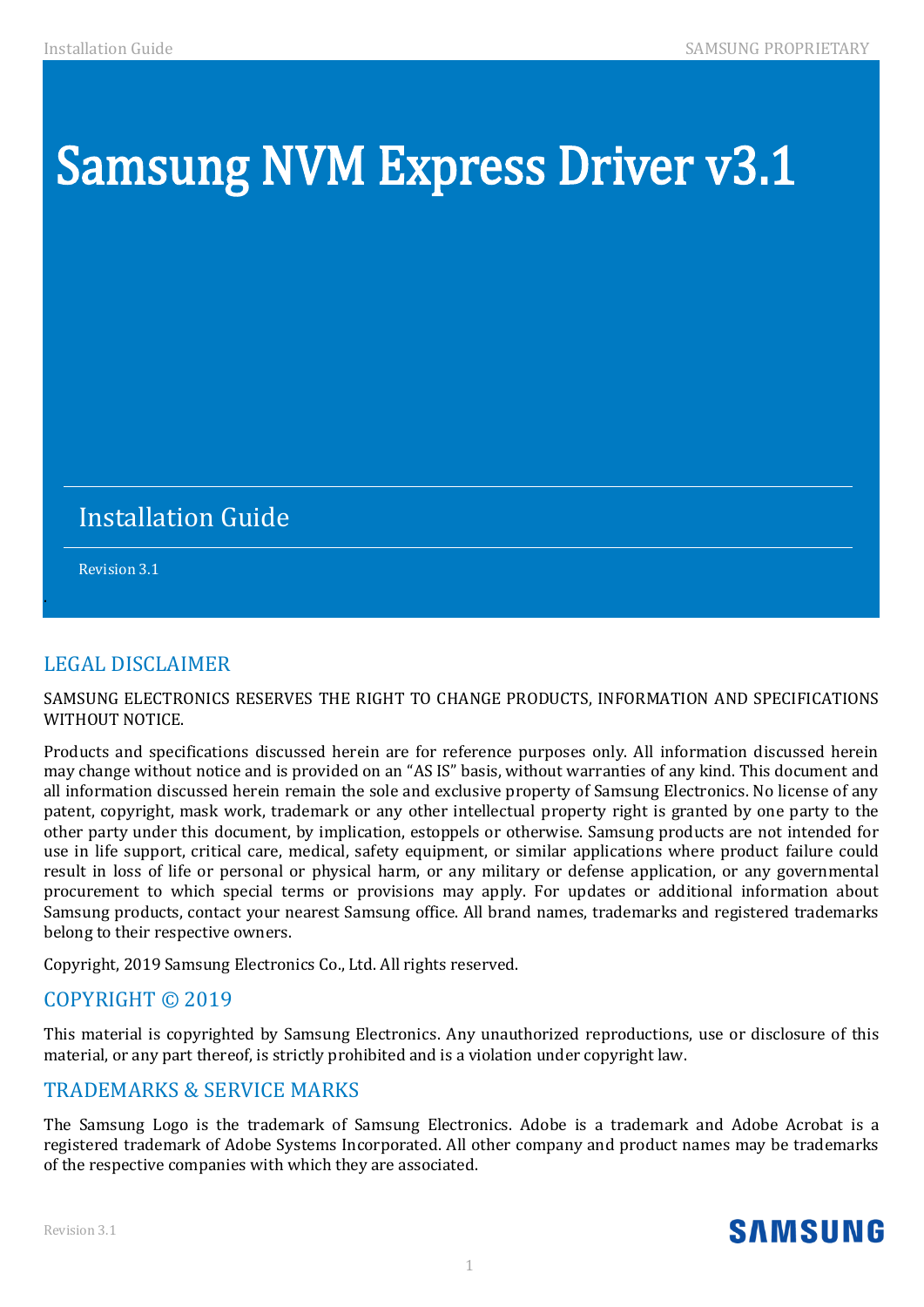# Samsung NVM Express Driver v3.1

## Installation Guide

Revision 3.1

## LEGAL DISCLAIMER

SAMSUNG ELECTRONICS RESERVES THE RIGHT TO CHANGE PRODUCTS, INFORMATION AND SPECIFICATIONS WITHOUT NOTICE.

Products and specifications discussed herein are for reference purposes only. All information discussed herein may change without notice and is provided on an "AS IS" basis, without warranties of any kind. This document and all information discussed herein remain the sole and exclusive property of Samsung Electronics. No license of any patent, copyright, mask work, trademark or any other intellectual property right is granted by one party to the other party under this document, by implication, estoppels or otherwise. Samsung products are not intended for use in life support, critical care, medical, safety equipment, or similar applications where product failure could result in loss of life or personal or physical harm, or any military or defense application, or any governmental procurement to which special terms or provisions may apply. For updates or additional information about Samsung products, contact your nearest Samsung office. All brand names, trademarks and registered trademarks belong to their respective owners.

Copyright, 2019 Samsung Electronics Co., Ltd. All rights reserved.

## COPYRIGHT © 2019

This material is copyrighted by Samsung Electronics. Any unauthorized reproductions, use or disclosure of this material, or any part thereof, is strictly prohibited and is a violation under copyright law.

## TRADEMARKS & SERVICE MARKS

The Samsung Logo is the trademark of Samsung Electronics. Adobe is a trademark and Adobe Acrobat is a registered trademark of Adobe Systems Incorporated. All other company and product names may be trademarks of the respective companies with which they are associated.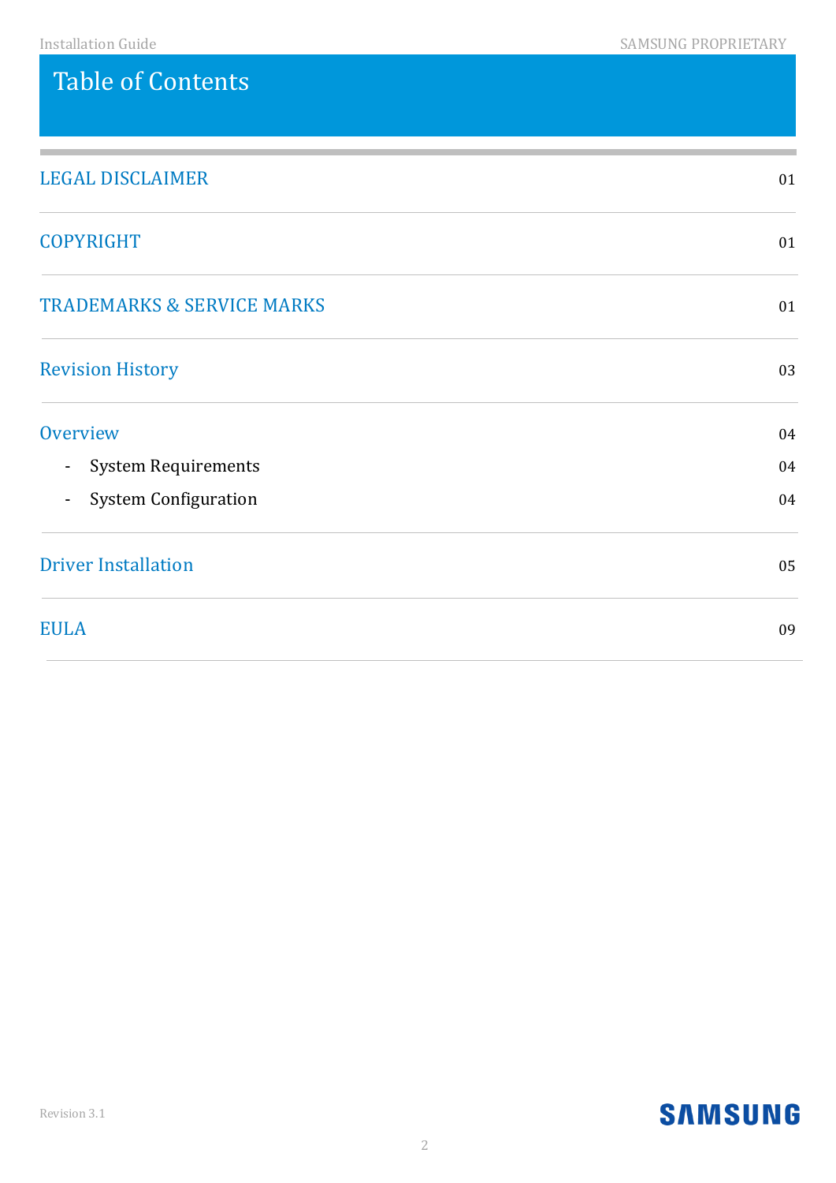# Table of Contents

| | |
|---|---|
| LEGAL DISCLAIMER | 01 |
| COPYRIGHT | 01 |
| TRADEMARKS & SERVICE MARKS | 01 |
| Revision History | 03 |
| Overview | 04 |
| - System Requirements | 04 |
| - System Configuration | 04 |
| Driver Installation | 05 |
| EULA | 09 |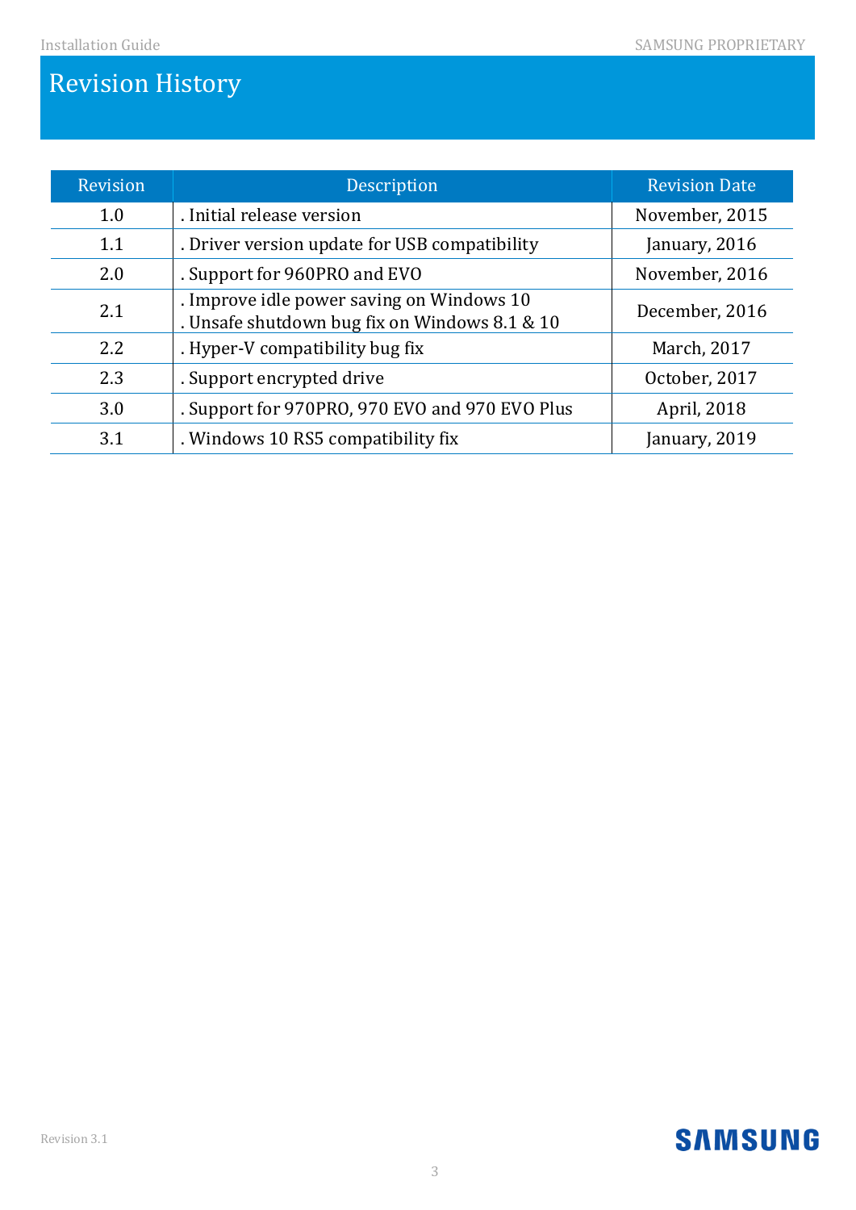# Revision History

| Revision | Description | Revision Date |
|---|---|---|
| 1.0 | . Initial release version | November, 2015 |
| 1.1 | . Driver version update for USB compatibility | January, 2016 |
| 2.0 | . Support for 960PRO and EVO | November, 2016 |
| 2.1 | . Improve idle power saving on Windows 10<br>. Unsafe shutdown bug fix on Windows 8.1 & 10 | December, 2016 |
| 2.2 | . Hyper-V compatibility bug fix | March, 2017 |
| 2.3 | . Support encrypted drive | October, 2017 |
| 3.0 | . Support for 970PRO, 970 EVO and 970 EVO Plus | April, 2018 |
| 3.1 | . Windows 10 RS5 compatibility fix | January, 2019 |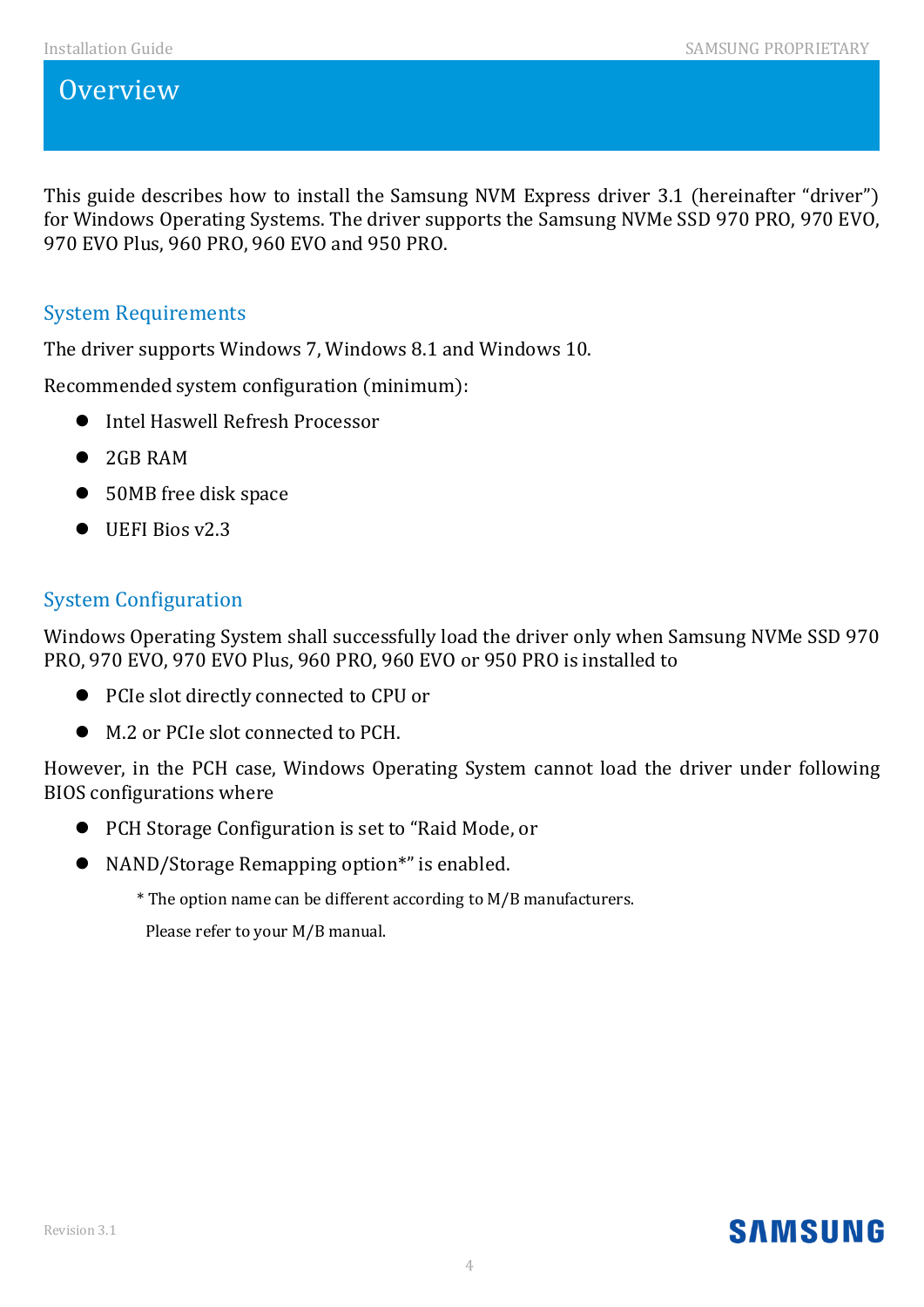# Overview

This guide describes how to install the Samsung NVM Express driver 3.1 (hereinafter "driver") for Windows Operating Systems. The driver supports the Samsung NVMe SSD 970 PRO, 970 EVO, 970 EVO Plus, 960 PRO, 960 EVO and 950 PRO.

## System Requirements

The driver supports Windows 7, Windows 8.1 and Windows 10.

Recommended system configuration (minimum):

- Intel Haswell Refresh Processor
- 2GB RAM
- 50MB free disk space
- UEFI Bios v2.3

## System Configuration

Windows Operating System shall successfully load the driver only when Samsung NVMe SSD 970 PRO, 970 EVO, 970 EVO Plus, 960 PRO, 960 EVO or 950 PRO is installed to

- PCIe slot directly connected to CPU or
- M.2 or PCIe slot connected to PCH.

However, in the PCH case, Windows Operating System cannot load the driver under following BIOS configurations where

- PCH Storage Configuration is set to "Raid Mode, or
- NAND/Storage Remapping option*" is enabled.

  * The option name can be different according to M/B manufacturers.

  Please refer to your M/B manual.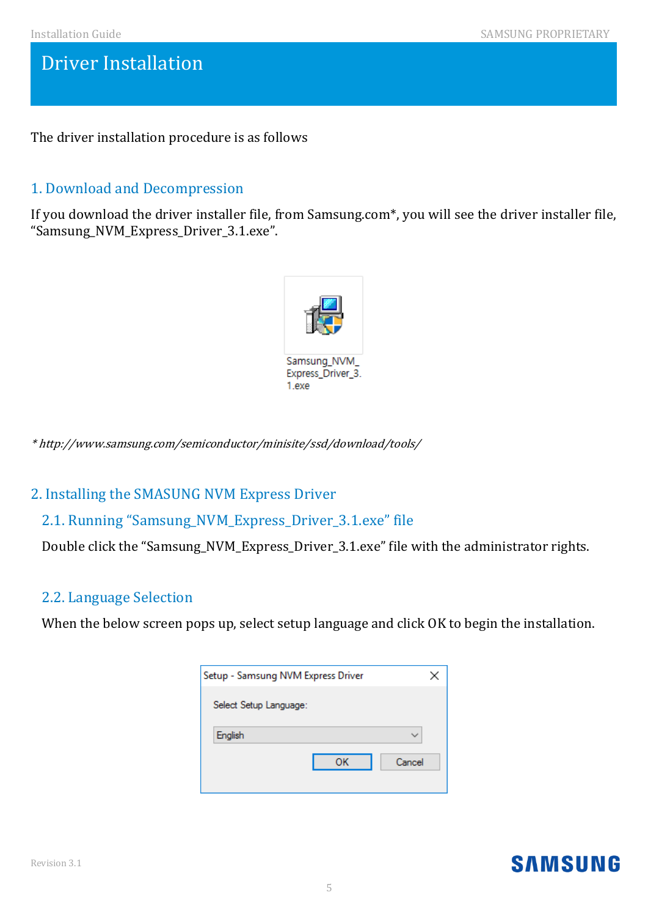# Driver Installation

The driver installation procedure is as follows

## 1. Download and Decompression

If you download the driver installer file, from Samsung.com*, you will see the driver installer file, “Samsung_NVM_Express_Driver_3.1.exe”.

Samsung_NVM_Express_Driver_3.1.exe

*\* http://www.samsung.com/semiconductor/minisite/ssd/download/tools/*

## 2. Installing the SMASUNG NVM Express Driver

### 2.1. Running “Samsung_NVM_Express_Driver_3.1.exe” file

Double click the “Samsung_NVM_Express_Driver_3.1.exe” file with the administrator rights.

### 2.2. Language Selection

When the below screen pops up, select setup language and click OK to begin the installation.

Setup - Samsung NVM Express Driver

Select Setup Language:

English

OK Cancel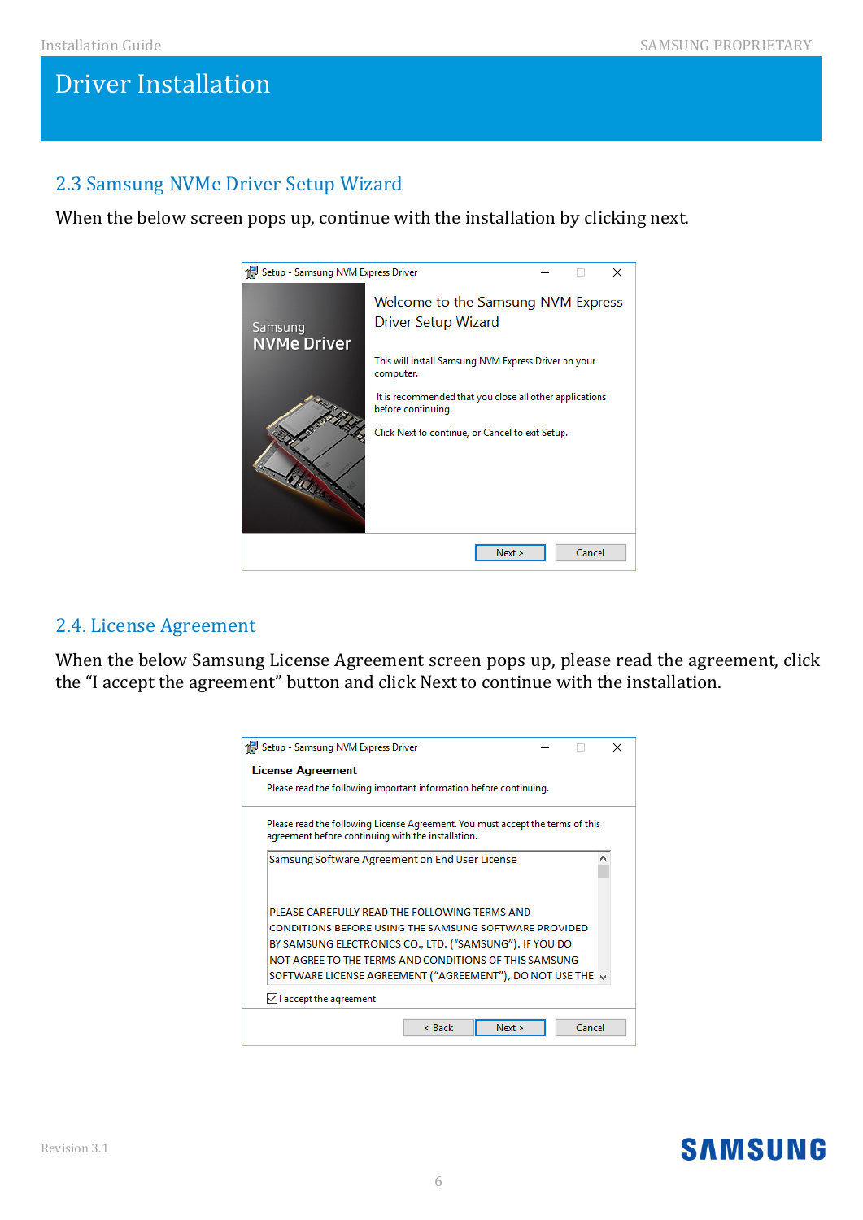# Driver Installation

## 2.3 Samsung NVMe Driver Setup Wizard

When the below screen pops up, continue with the installation by clicking next.

## 2.4. License Agreement

When the below Samsung License Agreement screen pops up, please read the agreement, click the "I accept the agreement" button and click Next to continue with the installation.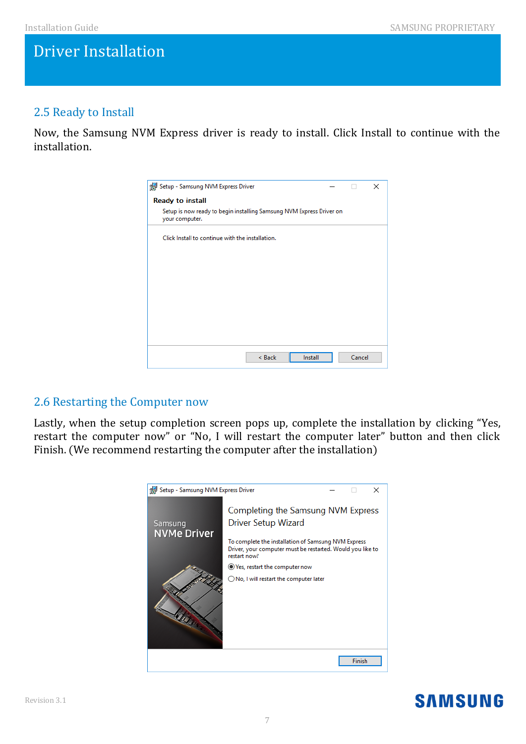# Driver Installation

## 2.5 Ready to Install

Now, the Samsung NVM Express driver is ready to install. Click Install to continue with the installation.

## 2.6 Restarting the Computer now

Lastly, when the setup completion screen pops up, complete the installation by clicking "Yes, restart the computer now" or "No, I will restart the computer later" button and then click Finish. (We recommend restarting the computer after the installation)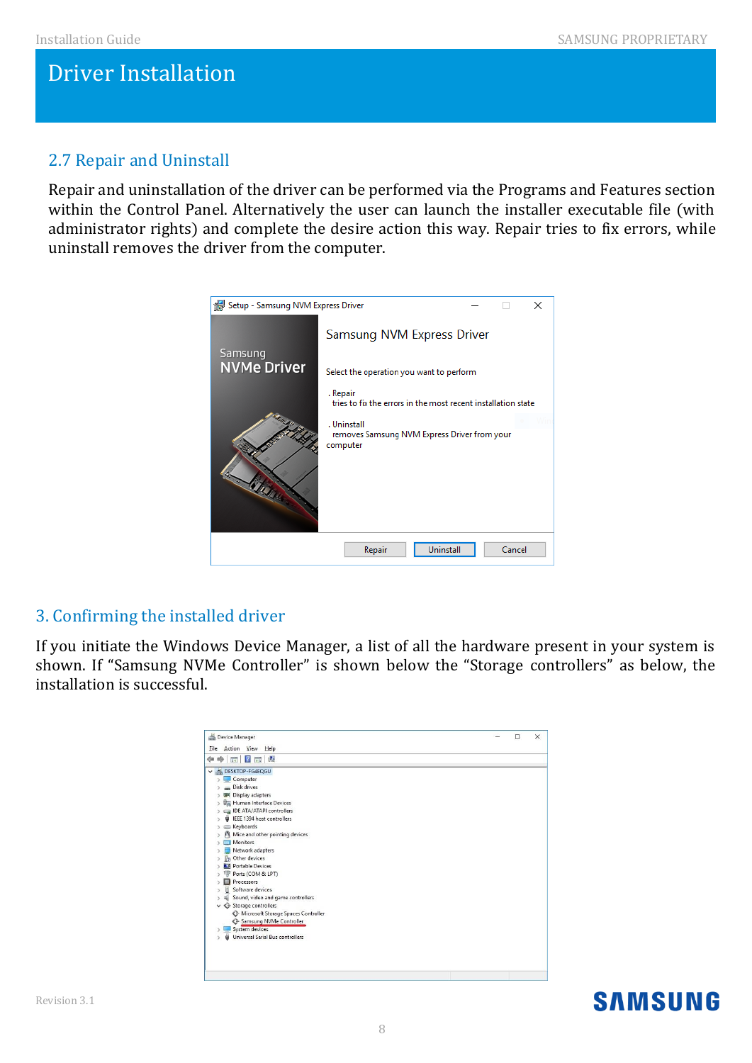# Driver Installation

## 2.7 Repair and Uninstall

Repair and uninstallation of the driver can be performed via the Programs and Features section within the Control Panel. Alternatively the user can launch the installer executable file (with administrator rights) and complete the desire action this way. Repair tries to fix errors, while uninstall removes the driver from the computer.

## 3. Confirming the installed driver

If you initiate the Windows Device Manager, a list of all the hardware present in your system is shown. If "Samsung NVMe Controller" is shown below the "Storage controllers" as below, the installation is successful.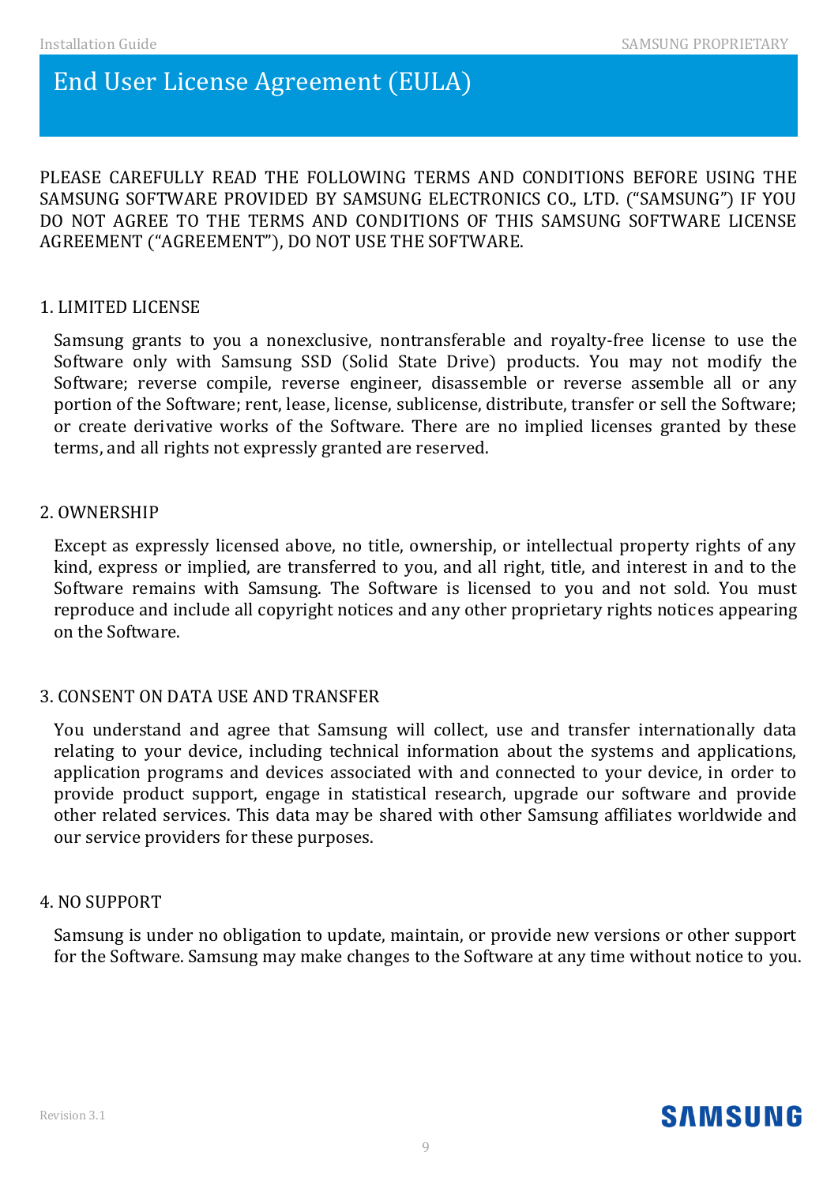# End User License Agreement (EULA)

PLEASE CAREFULLY READ THE FOLLOWING TERMS AND CONDITIONS BEFORE USING THE SAMSUNG SOFTWARE PROVIDED BY SAMSUNG ELECTRONICS CO., LTD. ("SAMSUNG") IF YOU DO NOT AGREE TO THE TERMS AND CONDITIONS OF THIS SAMSUNG SOFTWARE LICENSE AGREEMENT ("AGREEMENT"), DO NOT USE THE SOFTWARE.

## 1. LIMITED LICENSE

Samsung grants to you a nonexclusive, nontransferable and royalty-free license to use the Software only with Samsung SSD (Solid State Drive) products. You may not modify the Software; reverse compile, reverse engineer, disassemble or reverse assemble all or any portion of the Software; rent, lease, license, sublicense, distribute, transfer or sell the Software; or create derivative works of the Software. There are no implied licenses granted by these terms, and all rights not expressly granted are reserved.

## 2. OWNERSHIP

Except as expressly licensed above, no title, ownership, or intellectual property rights of any kind, express or implied, are transferred to you, and all right, title, and interest in and to the Software remains with Samsung. The Software is licensed to you and not sold. You must reproduce and include all copyright notices and any other proprietary rights notices appearing on the Software.

## 3. CONSENT ON DATA USE AND TRANSFER

You understand and agree that Samsung will collect, use and transfer internationally data relating to your device, including technical information about the systems and applications, application programs and devices associated with and connected to your device, in order to provide product support, engage in statistical research, upgrade our software and provide other related services. This data may be shared with other Samsung affiliates worldwide and our service providers for these purposes.

## 4. NO SUPPORT

Samsung is under no obligation to update, maintain, or provide new versions or other support for the Software. Samsung may make changes to the Software at any time without notice to you.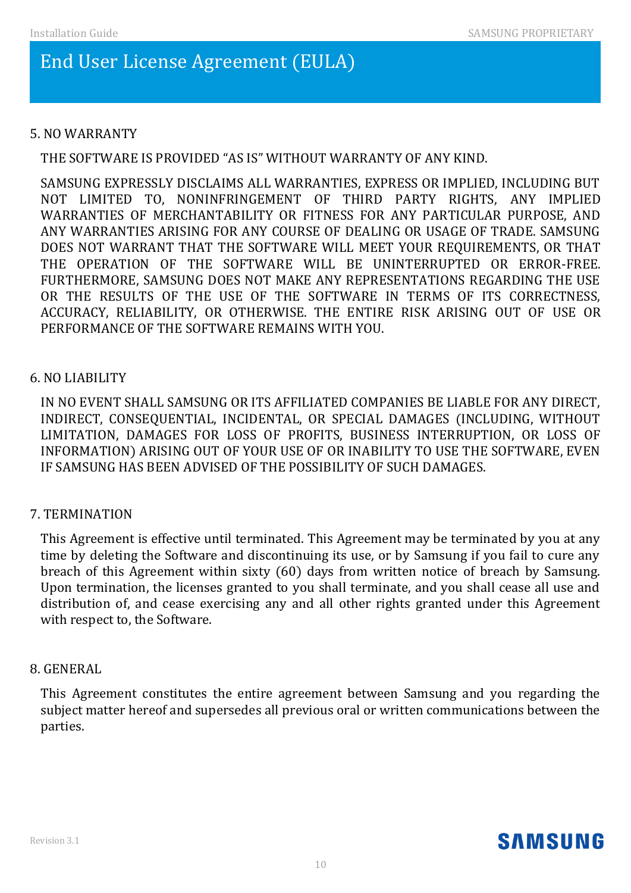# End User License Agreement (EULA)

## 5. NO WARRANTY

THE SOFTWARE IS PROVIDED "AS IS" WITHOUT WARRANTY OF ANY KIND.

SAMSUNG EXPRESSLY DISCLAIMS ALL WARRANTIES, EXPRESS OR IMPLIED, INCLUDING BUT NOT LIMITED TO, NONINFRINGEMENT OF THIRD PARTY RIGHTS, ANY IMPLIED WARRANTIES OF MERCHANTABILITY OR FITNESS FOR ANY PARTICULAR PURPOSE, AND ANY WARRANTIES ARISING FOR ANY COURSE OF DEALING OR USAGE OF TRADE. SAMSUNG DOES NOT WARRANT THAT THE SOFTWARE WILL MEET YOUR REQUIREMENTS, OR THAT THE OPERATION OF THE SOFTWARE WILL BE UNINTERRUPTED OR ERROR-FREE. FURTHERMORE, SAMSUNG DOES NOT MAKE ANY REPRESENTATIONS REGARDING THE USE OR THE RESULTS OF THE USE OF THE SOFTWARE IN TERMS OF ITS CORRECTNESS, ACCURACY, RELIABILITY, OR OTHERWISE. THE ENTIRE RISK ARISING OUT OF USE OR PERFORMANCE OF THE SOFTWARE REMAINS WITH YOU.

## 6. NO LIABILITY

IN NO EVENT SHALL SAMSUNG OR ITS AFFILIATED COMPANIES BE LIABLE FOR ANY DIRECT, INDIRECT, CONSEQUENTIAL, INCIDENTAL, OR SPECIAL DAMAGES (INCLUDING, WITHOUT LIMITATION, DAMAGES FOR LOSS OF PROFITS, BUSINESS INTERRUPTION, OR LOSS OF INFORMATION) ARISING OUT OF YOUR USE OF OR INABILITY TO USE THE SOFTWARE, EVEN IF SAMSUNG HAS BEEN ADVISED OF THE POSSIBILITY OF SUCH DAMAGES.

## 7. TERMINATION

This Agreement is effective until terminated. This Agreement may be terminated by you at any time by deleting the Software and discontinuing its use, or by Samsung if you fail to cure any breach of this Agreement within sixty (60) days from written notice of breach by Samsung. Upon termination, the licenses granted to you shall terminate, and you shall cease all use and distribution of, and cease exercising any and all other rights granted under this Agreement with respect to, the Software.

## 8. GENERAL

This Agreement constitutes the entire agreement between Samsung and you regarding the subject matter hereof and supersedes all previous oral or written communications between the parties.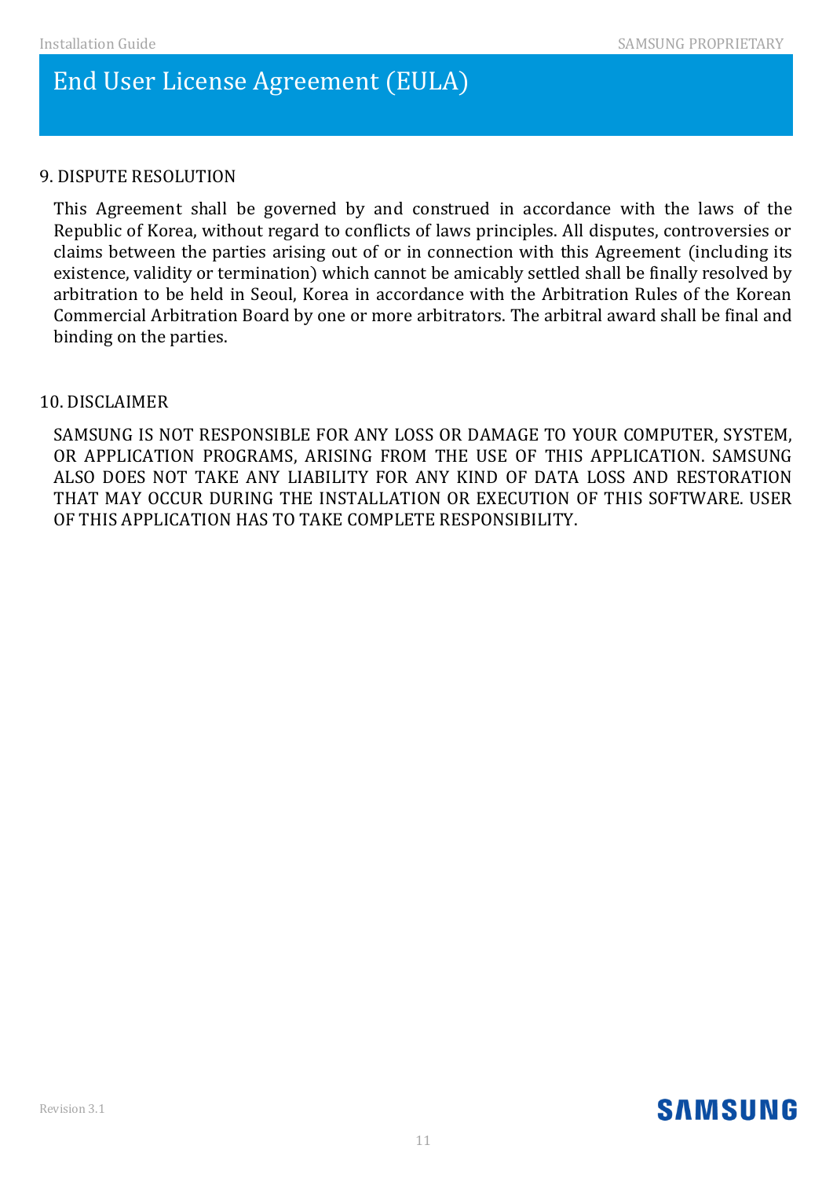# End User License Agreement (EULA)

9. DISPUTE RESOLUTION

This Agreement shall be governed by and construed in accordance with the laws of the Republic of Korea, without regard to conflicts of laws principles. All disputes, controversies or claims between the parties arising out of or in connection with this Agreement (including its existence, validity or termination) which cannot be amicably settled shall be finally resolved by arbitration to be held in Seoul, Korea in accordance with the Arbitration Rules of the Korean Commercial Arbitration Board by one or more arbitrators. The arbitral award shall be final and binding on the parties.

10. DISCLAIMER

SAMSUNG IS NOT RESPONSIBLE FOR ANY LOSS OR DAMAGE TO YOUR COMPUTER, SYSTEM, OR APPLICATION PROGRAMS, ARISING FROM THE USE OF THIS APPLICATION. SAMSUNG ALSO DOES NOT TAKE ANY LIABILITY FOR ANY KIND OF DATA LOSS AND RESTORATION THAT MAY OCCUR DURING THE INSTALLATION OR EXECUTION OF THIS SOFTWARE. USER OF THIS APPLICATION HAS TO TAKE COMPLETE RESPONSIBILITY.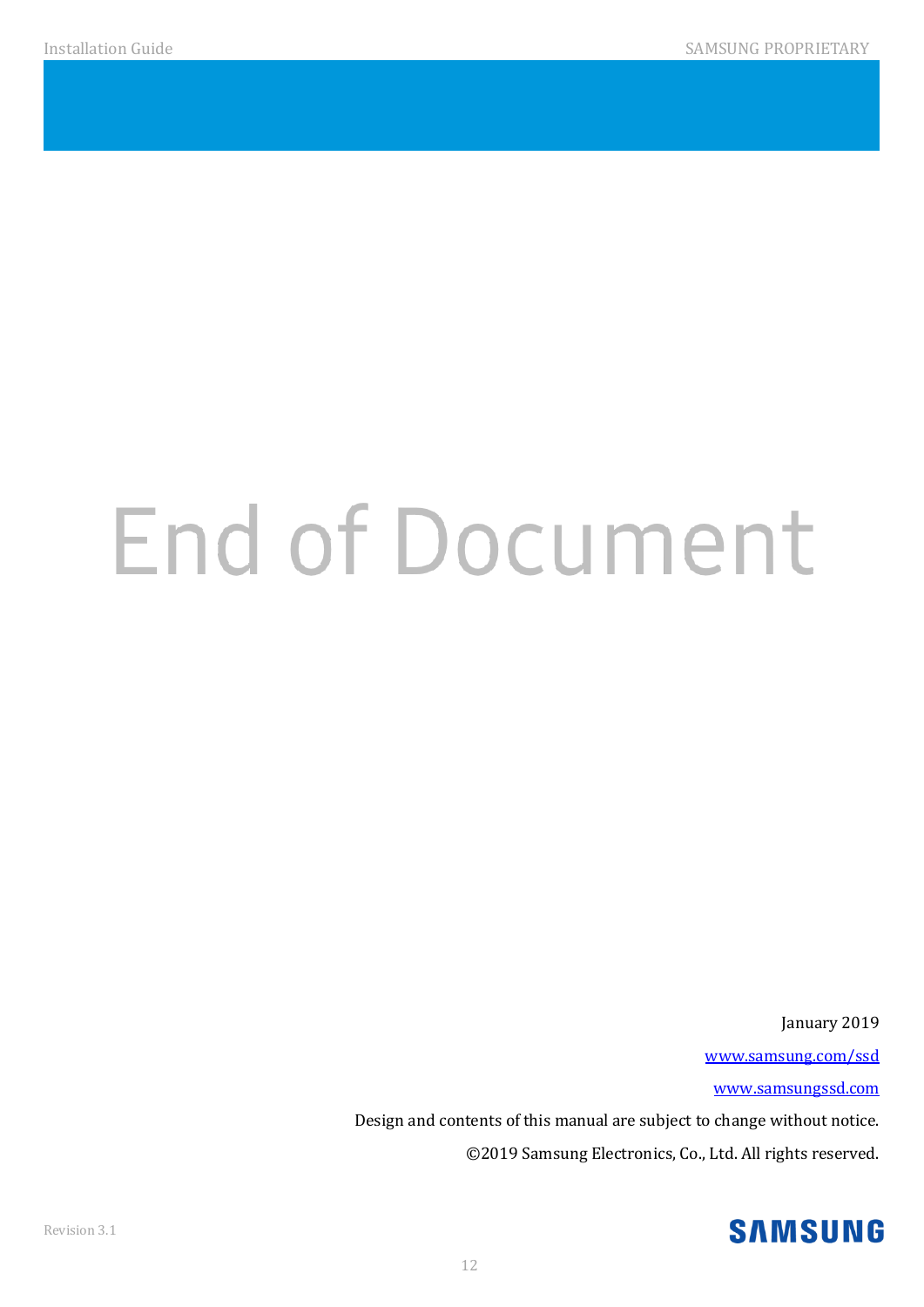# End of Document

January 2019

www.samsung.com/ssd

www.samsungssd.com

Design and contents of this manual are subject to change without notice.

©2019 Samsung Electronics, Co., Ltd. All rights reserved.

Revision 3.1

SAMSUNG